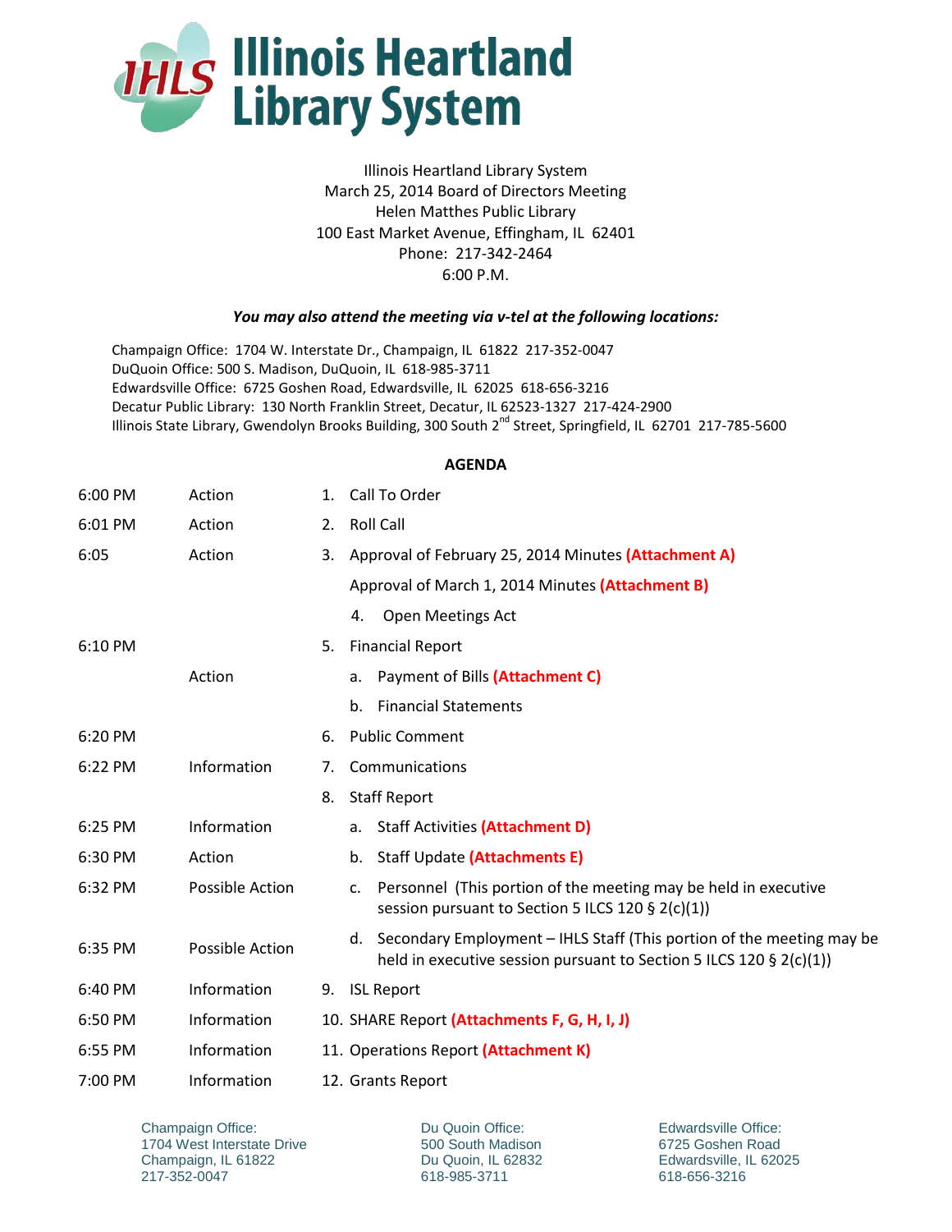# Illinois Heartland Library System

Illinois Heartland Library System
March 25, 2014 Board of Directors Meeting
Helen Matthes Public Library
100 East Market Avenue, Effingham, IL 62401
Phone: 217-342-2464
6:00 P.M.

***You may also attend the meeting via v-tel at the following locations:***

Champaign Office: 1704 W. Interstate Dr., Champaign, IL 61822 217-352-0047
DuQuoin Office: 500 S. Madison, DuQuoin, IL 618-985-3711
Edwardsville Office: 6725 Goshen Road, Edwardsville, IL 62025 618-656-3216
Decatur Public Library: 130 North Franklin Street, Decatur, IL 62523-1327 217-424-2900
Illinois State Library, Gwendolyn Brooks Building, 300 South 2nd Street, Springfield, IL 62701 217-785-5600

**AGENDA**

| | | |
|---|---|---|
| 6:00 PM | Action | 1. Call To Order |
| 6:01 PM | Action | 2. Roll Call |
| 6:05 | Action | 3. Approval of February 25, 2014 Minutes **(Attachment A)** |
| | | Approval of March 1, 2014 Minutes **(Attachment B)** |
| | | 4. Open Meetings Act |
| 6:10 PM | | 5. Financial Report |
| | Action | a. Payment of Bills **(Attachment C)** |
| | | b. Financial Statements |
| 6:20 PM | | 6. Public Comment |
| 6:22 PM | Information | 7. Communications |
| | | 8. Staff Report |
| 6:25 PM | Information | a. Staff Activities **(Attachment D)** |
| 6:30 PM | Action | b. Staff Update **(Attachments E)** |
| 6:32 PM | Possible Action | c. Personnel (This portion of the meeting may be held in executive session pursuant to Section 5 ILCS 120 § 2(c)(1)) |
| 6:35 PM | Possible Action | d. Secondary Employment – IHLS Staff (This portion of the meeting may be held in executive session pursuant to Section 5 ILCS 120 § 2(c)(1)) |
| 6:40 PM | Information | 9. ISL Report |
| 6:50 PM | Information | 10. SHARE Report **(Attachments F, G, H, I, J)** |
| 6:55 PM | Information | 11. Operations Report **(Attachment K)** |
| 7:00 PM | Information | 12. Grants Report |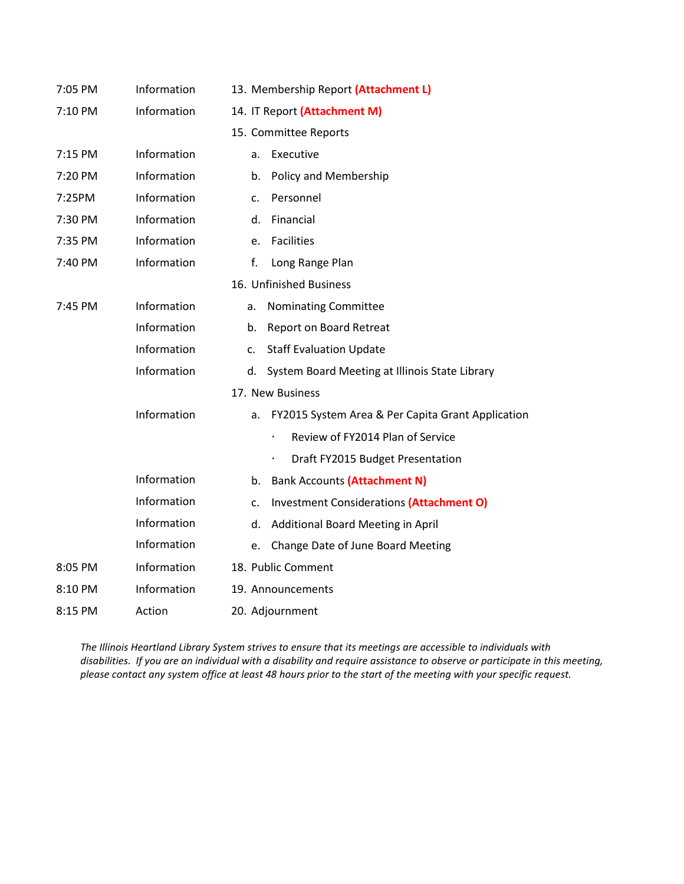| | | |
|---|---|---|
| 7:05 PM | Information | 13. Membership Report **(Attachment L)** |
| 7:10 PM | Information | 14. IT Report **(Attachment M)** |
| | | 15. Committee Reports |
| 7:15 PM | Information | a. Executive |
| 7:20 PM | Information | b. Policy and Membership |
| 7:25PM | Information | c. Personnel |
| 7:30 PM | Information | d. Financial |
| 7:35 PM | Information | e. Facilities |
| 7:40 PM | Information | f. Long Range Plan |
| | | 16. Unfinished Business |
| 7:45 PM | Information | a. Nominating Committee |
| | Information | b. Report on Board Retreat |
| | Information | c. Staff Evaluation Update |
| | Information | d. System Board Meeting at Illinois State Library |
| | | 17. New Business |
| | Information | a. FY2015 System Area & Per Capita Grant Application |
| | | · Review of FY2014 Plan of Service |
| | | · Draft FY2015 Budget Presentation |
| | Information | b. Bank Accounts **(Attachment N)** |
| | Information | c. Investment Considerations **(Attachment O)** |
| | Information | d. Additional Board Meeting in April |
| | Information | e. Change Date of June Board Meeting |
| 8:05 PM | Information | 18. Public Comment |
| 8:10 PM | Information | 19. Announcements |
| 8:15 PM | Action | 20. Adjournment |

*The Illinois Heartland Library System strives to ensure that its meetings are accessible to individuals with disabilities. If you are an individual with a disability and require assistance to observe or participate in this meeting, please contact any system office at least 48 hours prior to the start of the meeting with your specific request.*